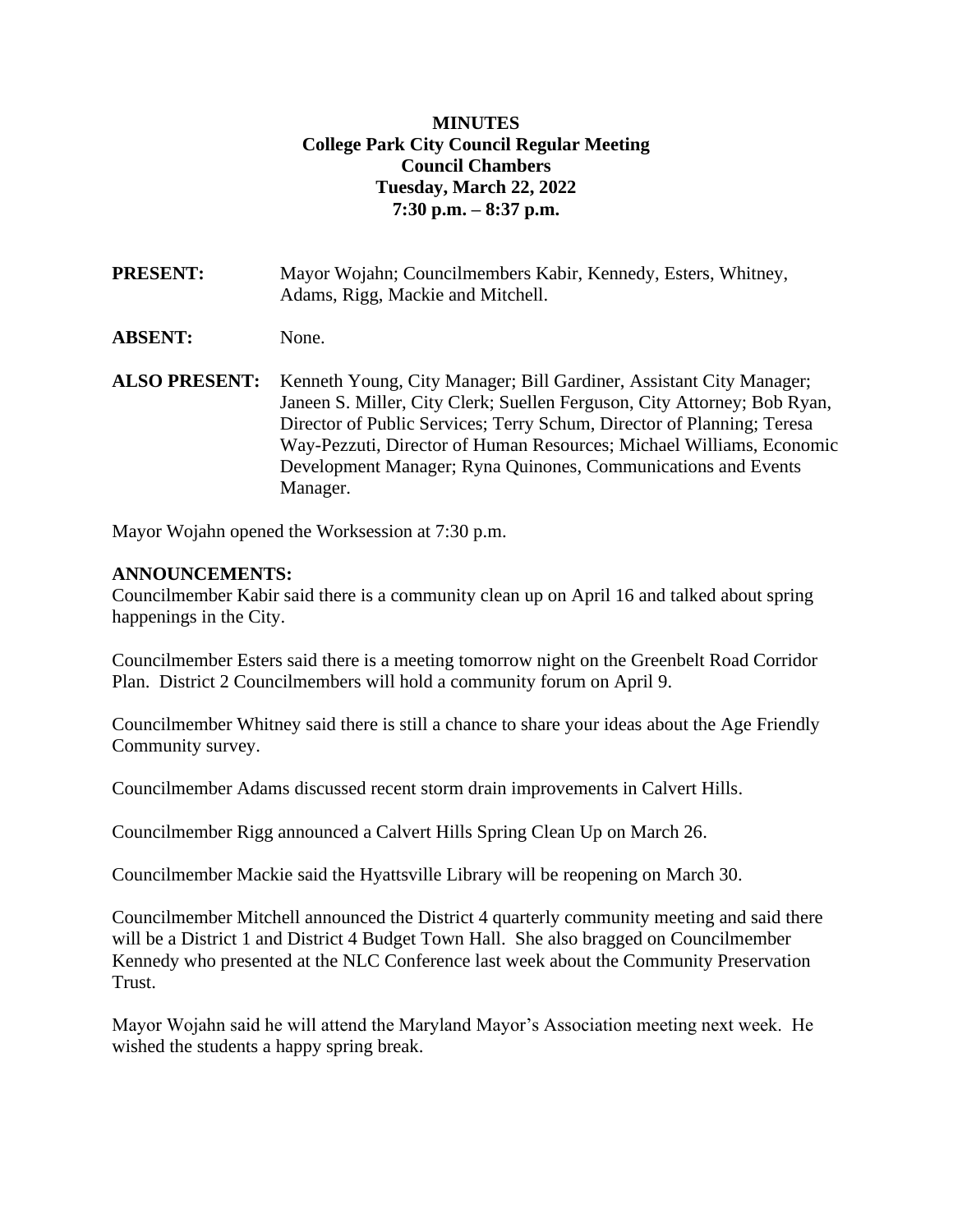**MINUTES**
**College Park City Council Regular Meeting**
**Council Chambers**
**Tuesday, March 22, 2022**
**7:30 p.m. – 8:37 p.m.**

**PRESENT:** Mayor Wojahn; Councilmembers Kabir, Kennedy, Esters, Whitney, Adams, Rigg, Mackie and Mitchell.

**ABSENT:** None.

**ALSO PRESENT:** Kenneth Young, City Manager; Bill Gardiner, Assistant City Manager; Janeen S. Miller, City Clerk; Suellen Ferguson, City Attorney; Bob Ryan, Director of Public Services; Terry Schum, Director of Planning; Teresa Way-Pezzuti, Director of Human Resources; Michael Williams, Economic Development Manager; Ryna Quinones, Communications and Events Manager.

Mayor Wojahn opened the Worksession at 7:30 p.m.

**ANNOUNCEMENTS:**
Councilmember Kabir said there is a community clean up on April 16 and talked about spring happenings in the City.

Councilmember Esters said there is a meeting tomorrow night on the Greenbelt Road Corridor Plan. District 2 Councilmembers will hold a community forum on April 9.

Councilmember Whitney said there is still a chance to share your ideas about the Age Friendly Community survey.

Councilmember Adams discussed recent storm drain improvements in Calvert Hills.

Councilmember Rigg announced a Calvert Hills Spring Clean Up on March 26.

Councilmember Mackie said the Hyattsville Library will be reopening on March 30.

Councilmember Mitchell announced the District 4 quarterly community meeting and said there will be a District 1 and District 4 Budget Town Hall. She also bragged on Councilmember Kennedy who presented at the NLC Conference last week about the Community Preservation Trust.

Mayor Wojahn said he will attend the Maryland Mayor's Association meeting next week. He wished the students a happy spring break.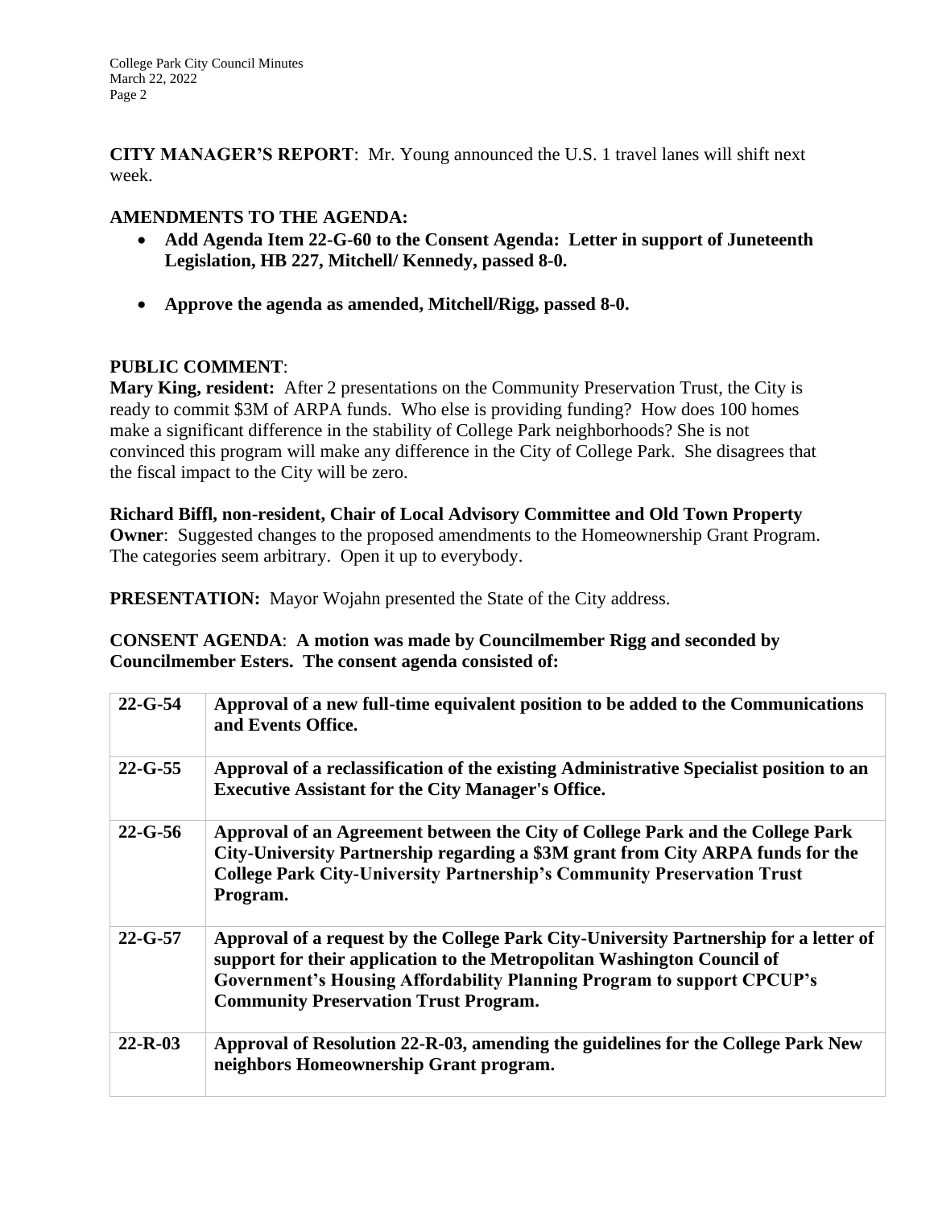**CITY MANAGER'S REPORT**: Mr. Young announced the U.S. 1 travel lanes will shift next week.

**AMENDMENTS TO THE AGENDA:**

- **Add Agenda Item 22-G-60 to the Consent Agenda: Letter in support of Juneteenth Legislation, HB 227, Mitchell/ Kennedy, passed 8-0.**
- **Approve the agenda as amended, Mitchell/Rigg, passed 8-0.**

**PUBLIC COMMENT**:

**Mary King, resident:** After 2 presentations on the Community Preservation Trust, the City is ready to commit $3M of ARPA funds. Who else is providing funding? How does 100 homes make a significant difference in the stability of College Park neighborhoods? She is not convinced this program will make any difference in the City of College Park. She disagrees that the fiscal impact to the City will be zero.

**Richard Biffl, non-resident, Chair of Local Advisory Committee and Old Town Property Owner**: Suggested changes to the proposed amendments to the Homeownership Grant Program. The categories seem arbitrary. Open it up to everybody.

**PRESENTATION:** Mayor Wojahn presented the State of the City address.

**CONSENT AGENDA**: **A motion was made by Councilmember Rigg and seconded by Councilmember Esters. The consent agenda consisted of:**

| | |
|---|---|
| **22-G-54** | **Approval of a new full-time equivalent position to be added to the Communications and Events Office.** |
| **22-G-55** | **Approval of a reclassification of the existing Administrative Specialist position to an Executive Assistant for the City Manager's Office.** |
| **22-G-56** | **Approval of an Agreement between the City of College Park and the College Park City-University Partnership regarding a $3M grant from City ARPA funds for the College Park City-University Partnership's Community Preservation Trust Program.** |
| **22-G-57** | **Approval of a request by the College Park City-University Partnership for a letter of support for their application to the Metropolitan Washington Council of Government's Housing Affordability Planning Program to support CPCUP's Community Preservation Trust Program.** |
| **22-R-03** | **Approval of Resolution 22-R-03, amending the guidelines for the College Park New neighbors Homeownership Grant program.** |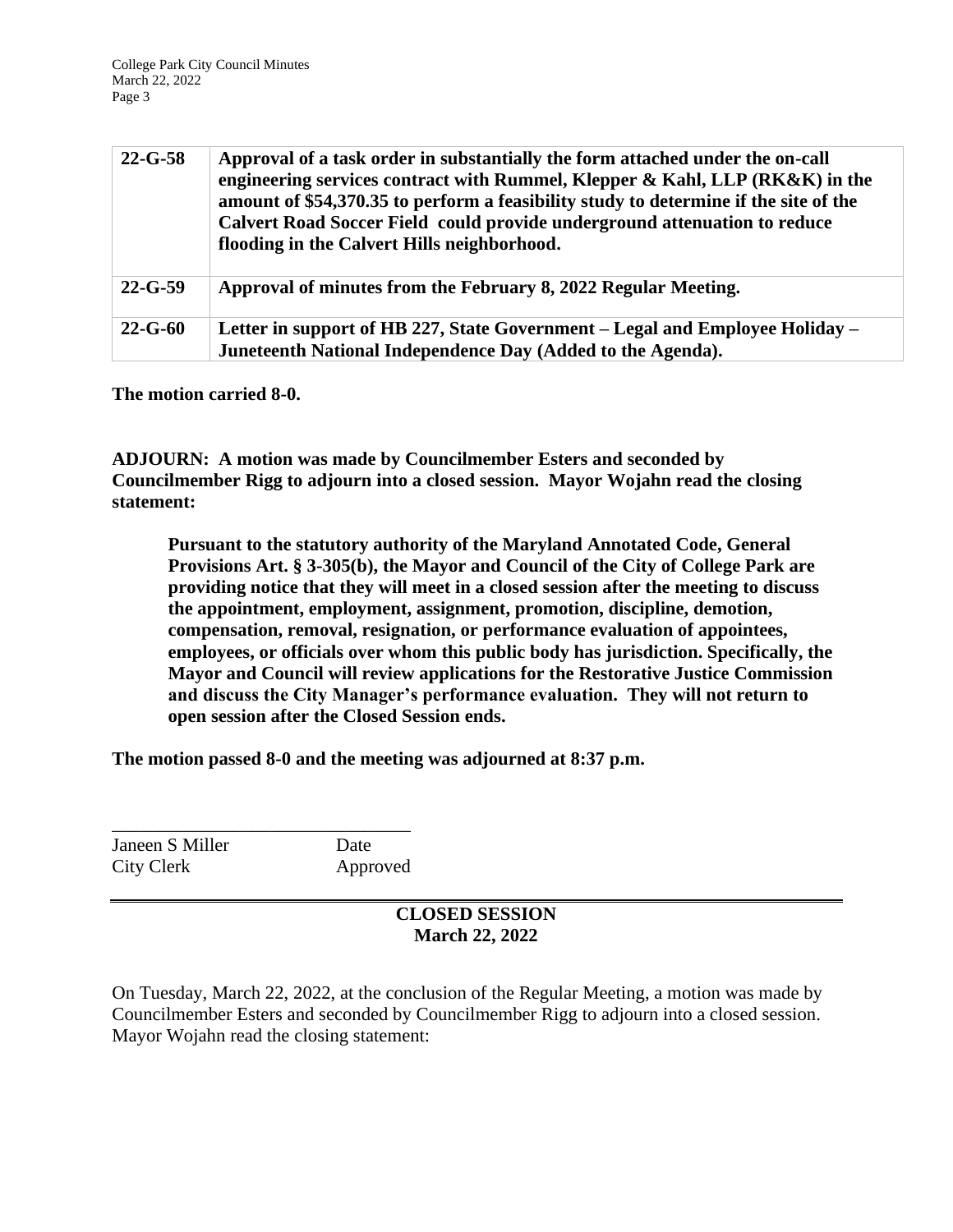| 22-G-58 | **Approval of a task order in substantially the form attached under the on-call engineering services contract with Rummel, Klepper & Kahl, LLP (RK&K) in the amount of $54,370.35 to perform a feasibility study to determine if the site of the Calvert Road Soccer Field could provide underground attenuation to reduce flooding in the Calvert Hills neighborhood.** |
|---|---|
| **22-G-59** | **Approval of minutes from the February 8, 2022 Regular Meeting.** |
| **22-G-60** | **Letter in support of HB 227, State Government – Legal and Employee Holiday – Juneteenth National Independence Day (Added to the Agenda).** |

**The motion carried 8-0.**

**ADJOURN: A motion was made by Councilmember Esters and seconded by Councilmember Rigg to adjourn into a closed session. Mayor Wojahn read the closing statement:**

> **Pursuant to the statutory authority of the Maryland Annotated Code, General Provisions Art. § 3-305(b), the Mayor and Council of the City of College Park are providing notice that they will meet in a closed session after the meeting to discuss the appointment, employment, assignment, promotion, discipline, demotion, compensation, removal, resignation, or performance evaluation of appointees, employees, or officials over whom this public body has jurisdiction. Specifically, the Mayor and Council will review applications for the Restorative Justice Commission and discuss the City Manager's performance evaluation. They will not return to open session after the Closed Session ends.**

**The motion passed 8-0 and the meeting was adjourned at 8:37 p.m.**

\_\_\_\_\_\_\_\_\_\_\_\_\_\_\_\_\_\_\_\_\_\_\_\_\_\_\_\_\_\_\_\_

Janeen S Miller　　　　Date
City Clerk　　　　　　Approved

---

## CLOSED SESSION
## March 22, 2022

On Tuesday, March 22, 2022, at the conclusion of the Regular Meeting, a motion was made by Councilmember Esters and seconded by Councilmember Rigg to adjourn into a closed session. Mayor Wojahn read the closing statement: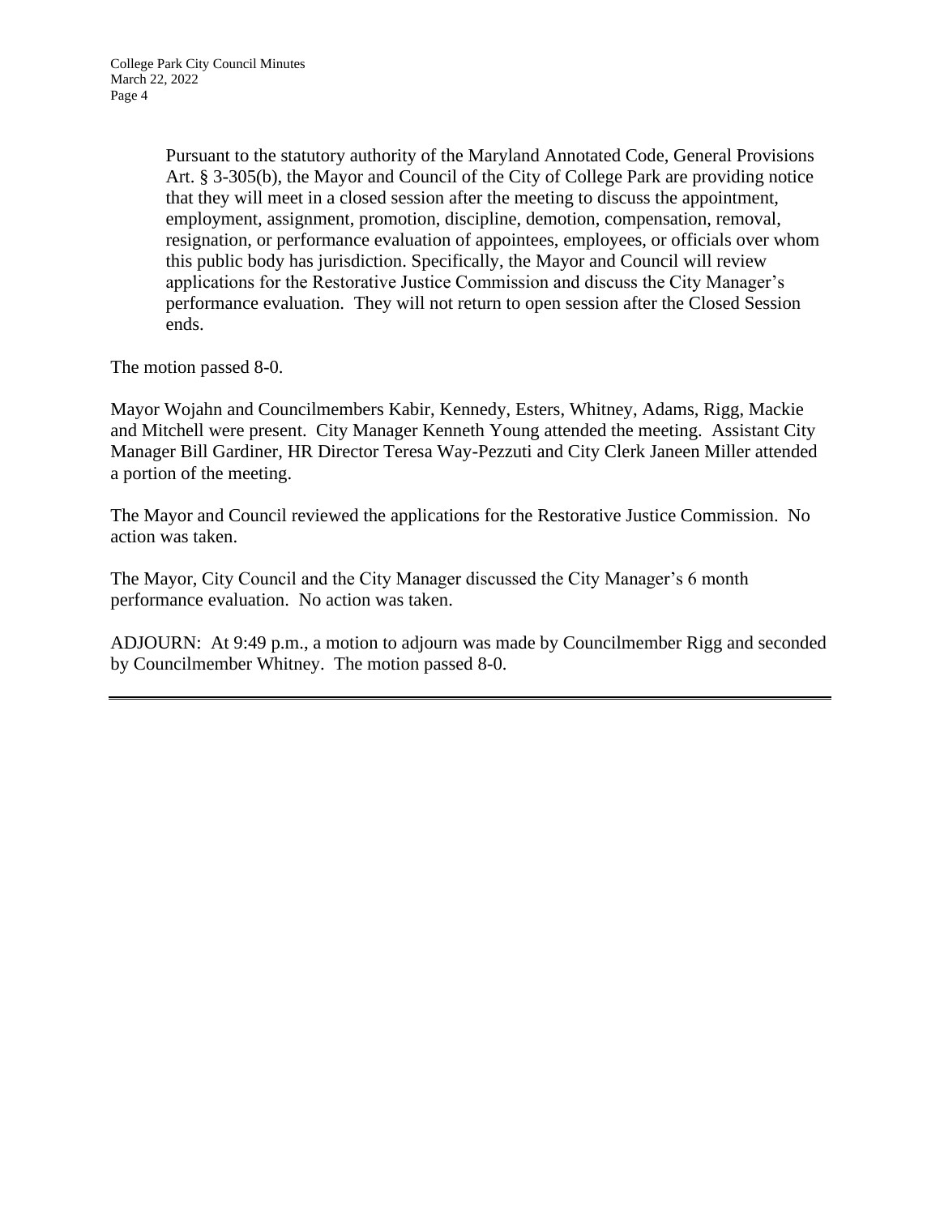> Pursuant to the statutory authority of the Maryland Annotated Code, General Provisions Art. § 3-305(b), the Mayor and Council of the City of College Park are providing notice that they will meet in a closed session after the meeting to discuss the appointment, employment, assignment, promotion, discipline, demotion, compensation, removal, resignation, or performance evaluation of appointees, employees, or officials over whom this public body has jurisdiction. Specifically, the Mayor and Council will review applications for the Restorative Justice Commission and discuss the City Manager's performance evaluation. They will not return to open session after the Closed Session ends.

The motion passed 8-0.

Mayor Wojahn and Councilmembers Kabir, Kennedy, Esters, Whitney, Adams, Rigg, Mackie and Mitchell were present. City Manager Kenneth Young attended the meeting. Assistant City Manager Bill Gardiner, HR Director Teresa Way-Pezzuti and City Clerk Janeen Miller attended a portion of the meeting.

The Mayor and Council reviewed the applications for the Restorative Justice Commission. No action was taken.

The Mayor, City Council and the City Manager discussed the City Manager's 6 month performance evaluation. No action was taken.

ADJOURN: At 9:49 p.m., a motion to adjourn was made by Councilmember Rigg and seconded by Councilmember Whitney. The motion passed 8-0.